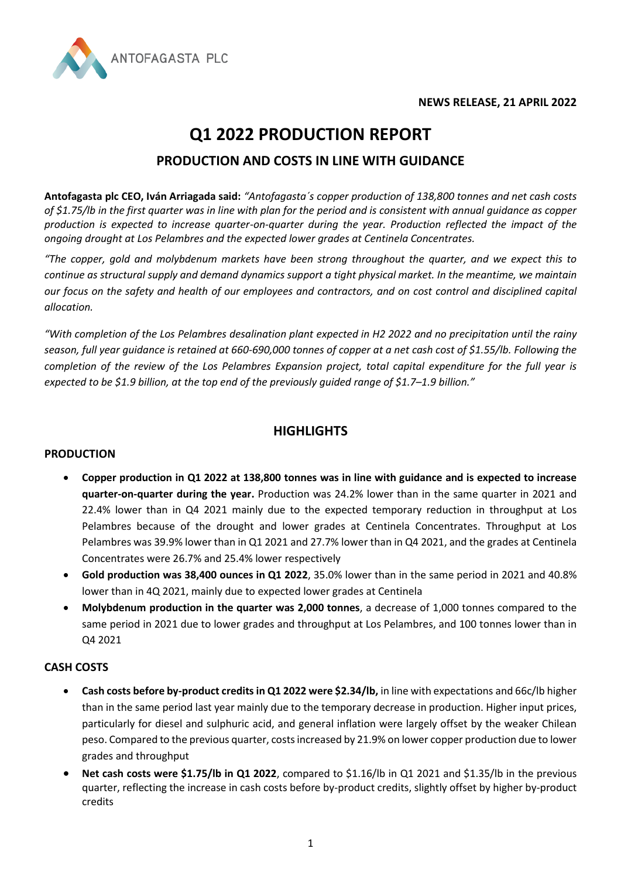ANTOFAGASTA PLC

**NEWS RELEASE, 21 APRIL 2022**

# Q1 2022 PRODUCTION REPORT

## PRODUCTION AND COSTS IN LINE WITH GUIDANCE

**Antofagasta plc CEO, Iván Arriagada said:** *"Antofagasta´s copper production of 138,800 tonnes and net cash costs of $1.75/lb in the first quarter was in line with plan for the period and is consistent with annual guidance as copper production is expected to increase quarter-on-quarter during the year. Production reflected the impact of the ongoing drought at Los Pelambres and the expected lower grades at Centinela Concentrates.*

*"The copper, gold and molybdenum markets have been strong throughout the quarter, and we expect this to continue as structural supply and demand dynamics support a tight physical market. In the meantime, we maintain our focus on the safety and health of our employees and contractors, and on cost control and disciplined capital allocation.*

*"With completion of the Los Pelambres desalination plant expected in H2 2022 and no precipitation until the rainy season, full year guidance is retained at 660-690,000 tonnes of copper at a net cash cost of $1.55/lb. Following the completion of the review of the Los Pelambres Expansion project, total capital expenditure for the full year is expected to be $1.9 billion, at the top end of the previously guided range of $1.7–1.9 billion."*

## HIGHLIGHTS

### PRODUCTION

- **Copper production in Q1 2022 at 138,800 tonnes was in line with guidance and is expected to increase quarter-on-quarter during the year.** Production was 24.2% lower than in the same quarter in 2021 and 22.4% lower than in Q4 2021 mainly due to the expected temporary reduction in throughput at Los Pelambres because of the drought and lower grades at Centinela Concentrates. Throughput at Los Pelambres was 39.9% lower than in Q1 2021 and 27.7% lower than in Q4 2021, and the grades at Centinela Concentrates were 26.7% and 25.4% lower respectively
- **Gold production was 38,400 ounces in Q1 2022**, 35.0% lower than in the same period in 2021 and 40.8% lower than in 4Q 2021, mainly due to expected lower grades at Centinela
- **Molybdenum production in the quarter was 2,000 tonnes**, a decrease of 1,000 tonnes compared to the same period in 2021 due to lower grades and throughput at Los Pelambres, and 100 tonnes lower than in Q4 2021

### CASH COSTS

- **Cash costs before by-product credits in Q1 2022 were $2.34/lb,** in line with expectations and 66c/lb higher than in the same period last year mainly due to the temporary decrease in production. Higher input prices, particularly for diesel and sulphuric acid, and general inflation were largely offset by the weaker Chilean peso. Compared to the previous quarter, costs increased by 21.9% on lower copper production due to lower grades and throughput
- **Net cash costs were $1.75/lb in Q1 2022**, compared to $1.16/lb in Q1 2021 and $1.35/lb in the previous quarter, reflecting the increase in cash costs before by-product credits, slightly offset by higher by-product credits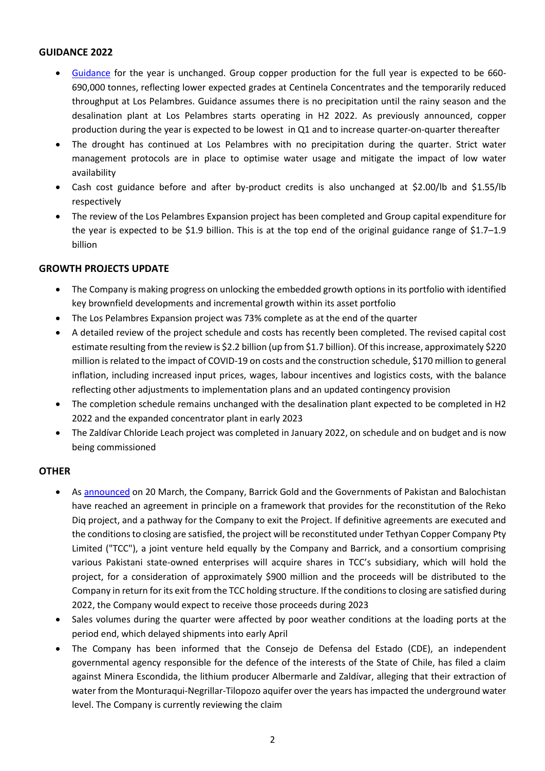## GUIDANCE 2022

- Guidance for the year is unchanged. Group copper production for the full year is expected to be 660-690,000 tonnes, reflecting lower expected grades at Centinela Concentrates and the temporarily reduced throughput at Los Pelambres. Guidance assumes there is no precipitation until the rainy season and the desalination plant at Los Pelambres starts operating in H2 2022. As previously announced, copper production during the year is expected to be lowest in Q1 and to increase quarter-on-quarter thereafter
- The drought has continued at Los Pelambres with no precipitation during the quarter. Strict water management protocols are in place to optimise water usage and mitigate the impact of low water availability
- Cash cost guidance before and after by-product credits is also unchanged at $2.00/lb and $1.55/lb respectively
- The review of the Los Pelambres Expansion project has been completed and Group capital expenditure for the year is expected to be $1.9 billion. This is at the top end of the original guidance range of $1.7–1.9 billion

## GROWTH PROJECTS UPDATE

- The Company is making progress on unlocking the embedded growth options in its portfolio with identified key brownfield developments and incremental growth within its asset portfolio
- The Los Pelambres Expansion project was 73% complete as at the end of the quarter
- A detailed review of the project schedule and costs has recently been completed. The revised capital cost estimate resulting from the review is $2.2 billion (up from $1.7 billion). Of this increase, approximately $220 million is related to the impact of COVID-19 on costs and the construction schedule, $170 million to general inflation, including increased input prices, wages, labour incentives and logistics costs, with the balance reflecting other adjustments to implementation plans and an updated contingency provision
- The completion schedule remains unchanged with the desalination plant expected to be completed in H2 2022 and the expanded concentrator plant in early 2023
- The Zaldívar Chloride Leach project was completed in January 2022, on schedule and on budget and is now being commissioned

## OTHER

- As announced on 20 March, the Company, Barrick Gold and the Governments of Pakistan and Balochistan have reached an agreement in principle on a framework that provides for the reconstitution of the Reko Diq project, and a pathway for the Company to exit the Project. If definitive agreements are executed and the conditions to closing are satisfied, the project will be reconstituted under Tethyan Copper Company Pty Limited ("TCC"), a joint venture held equally by the Company and Barrick, and a consortium comprising various Pakistani state-owned enterprises will acquire shares in TCC's subsidiary, which will hold the project, for a consideration of approximately $900 million and the proceeds will be distributed to the Company in return for its exit from the TCC holding structure. If the conditions to closing are satisfied during 2022, the Company would expect to receive those proceeds during 2023
- Sales volumes during the quarter were affected by poor weather conditions at the loading ports at the period end, which delayed shipments into early April
- The Company has been informed that the Consejo de Defensa del Estado (CDE), an independent governmental agency responsible for the defence of the interests of the State of Chile, has filed a claim against Minera Escondida, the lithium producer Albermarle and Zaldívar, alleging that their extraction of water from the Monturaqui-Negrillar-Tilopozo aquifer over the years has impacted the underground water level. The Company is currently reviewing the claim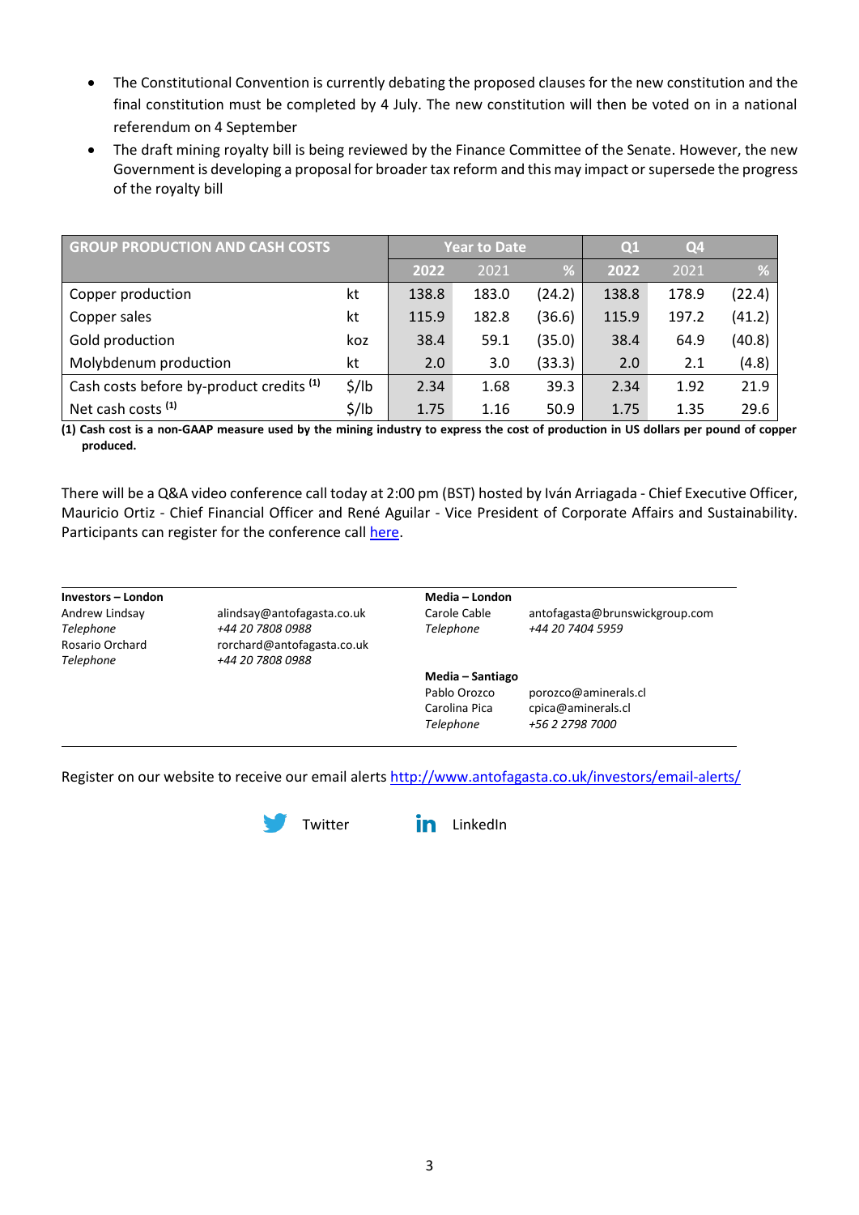- The Constitutional Convention is currently debating the proposed clauses for the new constitution and the final constitution must be completed by 4 July. The new constitution will then be voted on in a national referendum on 4 September
- The draft mining royalty bill is being reviewed by the Finance Committee of the Senate. However, the new Government is developing a proposal for broader tax reform and this may impact or supersede the progress of the royalty bill

| GROUP PRODUCTION AND CASH COSTS | | Year to Date | | | Q1 | Q4 | |
|---|---|---|---|---|---|---|---|
| | | **2022** | 2021 | % | **2022** | 2021 | % |
| Copper production | kt | 138.8 | 183.0 | (24.2) | 138.8 | 178.9 | (22.4) |
| Copper sales | kt | 115.9 | 182.8 | (36.6) | 115.9 | 197.2 | (41.2) |
| Gold production | koz | 38.4 | 59.1 | (35.0) | 38.4 | 64.9 | (40.8) |
| Molybdenum production | kt | 2.0 | 3.0 | (33.3) | 2.0 | 2.1 | (4.8) |
| Cash costs before by-product credits (1) | $/lb | 2.34 | 1.68 | 39.3 | 2.34 | 1.92 | 21.9 |
| Net cash costs (1) | $/lb | 1.75 | 1.16 | 50.9 | 1.75 | 1.35 | 29.6 |

**(1) Cash cost is a non-GAAP measure used by the mining industry to express the cost of production in US dollars per pound of copper produced.**

There will be a Q&A video conference call today at 2:00 pm (BST) hosted by Iván Arriagada - Chief Executive Officer, Mauricio Ortiz - Chief Financial Officer and René Aguilar - Vice President of Corporate Affairs and Sustainability. Participants can register for the conference call here.

**Investors – London**

Andrew Lindsay alindsay@antofagasta.co.uk
*Telephone* *+44 20 7808 0988*
Rosario Orchard rorchard@antofagasta.co.uk
*Telephone* *+44 20 7808 0988*

**Media – London**

Carole Cable antofagasta@brunswickgroup.com
*Telephone* *+44 20 7404 5959*

**Media – Santiago**

Pablo Orozco porozco@aminerals.cl
Carolina Pica cpica@aminerals.cl
*Telephone* *+56 2 2798 7000*

Register on our website to receive our email alerts http://www.antofagasta.co.uk/investors/email-alerts/

Twitter LinkedIn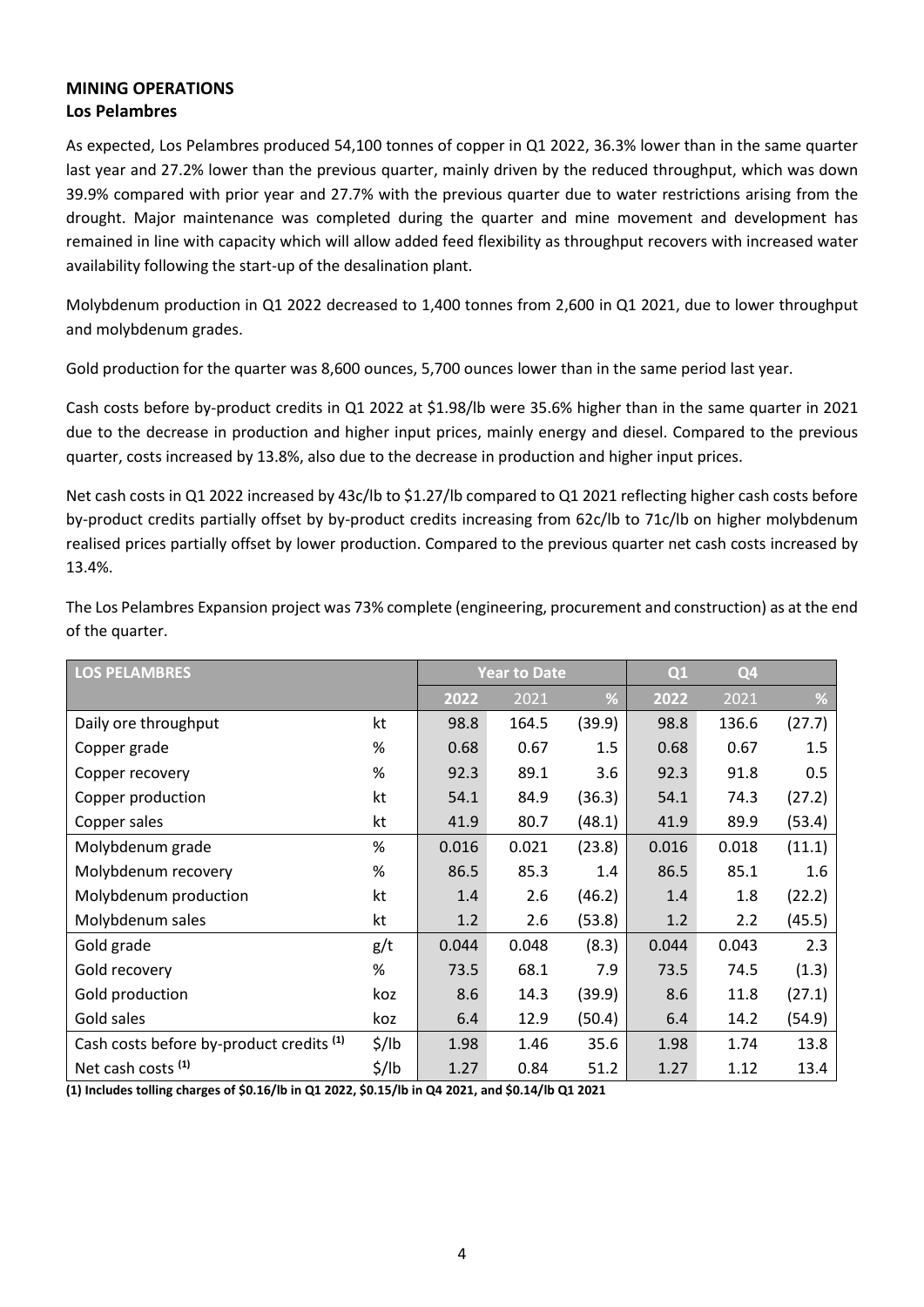## MINING OPERATIONS

### Los Pelambres

As expected, Los Pelambres produced 54,100 tonnes of copper in Q1 2022, 36.3% lower than in the same quarter last year and 27.2% lower than the previous quarter, mainly driven by the reduced throughput, which was down 39.9% compared with prior year and 27.7% with the previous quarter due to water restrictions arising from the drought. Major maintenance was completed during the quarter and mine movement and development has remained in line with capacity which will allow added feed flexibility as throughput recovers with increased water availability following the start-up of the desalination plant.

Molybdenum production in Q1 2022 decreased to 1,400 tonnes from 2,600 in Q1 2021, due to lower throughput and molybdenum grades.

Gold production for the quarter was 8,600 ounces, 5,700 ounces lower than in the same period last year.

Cash costs before by-product credits in Q1 2022 at $1.98/lb were 35.6% higher than in the same quarter in 2021 due to the decrease in production and higher input prices, mainly energy and diesel. Compared to the previous quarter, costs increased by 13.8%, also due to the decrease in production and higher input prices.

Net cash costs in Q1 2022 increased by 43c/lb to $1.27/lb compared to Q1 2021 reflecting higher cash costs before by-product credits partially offset by by-product credits increasing from 62c/lb to 71c/lb on higher molybdenum realised prices partially offset by lower production. Compared to the previous quarter net cash costs increased by 13.4%.

The Los Pelambres Expansion project was 73% complete (engineering, procurement and construction) as at the end of the quarter.

| LOS PELAMBRES | | Year to Date | | | Q1 | Q4 | |
|---|---|---|---|---|---|---|---|
| | | 2022 | 2021 | % | 2022 | 2021 | % |
| Daily ore throughput | kt | 98.8 | 164.5 | (39.9) | 98.8 | 136.6 | (27.7) |
| Copper grade | % | 0.68 | 0.67 | 1.5 | 0.68 | 0.67 | 1.5 |
| Copper recovery | % | 92.3 | 89.1 | 3.6 | 92.3 | 91.8 | 0.5 |
| Copper production | kt | 54.1 | 84.9 | (36.3) | 54.1 | 74.3 | (27.2) |
| Copper sales | kt | 41.9 | 80.7 | (48.1) | 41.9 | 89.9 | (53.4) |
| Molybdenum grade | % | 0.016 | 0.021 | (23.8) | 0.016 | 0.018 | (11.1) |
| Molybdenum recovery | % | 86.5 | 85.3 | 1.4 | 86.5 | 85.1 | 1.6 |
| Molybdenum production | kt | 1.4 | 2.6 | (46.2) | 1.4 | 1.8 | (22.2) |
| Molybdenum sales | kt | 1.2 | 2.6 | (53.8) | 1.2 | 2.2 | (45.5) |
| Gold grade | g/t | 0.044 | 0.048 | (8.3) | 0.044 | 0.043 | 2.3 |
| Gold recovery | % | 73.5 | 68.1 | 7.9 | 73.5 | 74.5 | (1.3) |
| Gold production | koz | 8.6 | 14.3 | (39.9) | 8.6 | 11.8 | (27.1) |
| Gold sales | koz | 6.4 | 12.9 | (50.4) | 6.4 | 14.2 | (54.9) |
| Cash costs before by-product credits (1) | $/lb | 1.98 | 1.46 | 35.6 | 1.98 | 1.74 | 13.8 |
| Net cash costs (1) | $/lb | 1.27 | 0.84 | 51.2 | 1.27 | 1.12 | 13.4 |

**(1) Includes tolling charges of $0.16/lb in Q1 2022, $0.15/lb in Q4 2021, and $0.14/lb Q1 2021**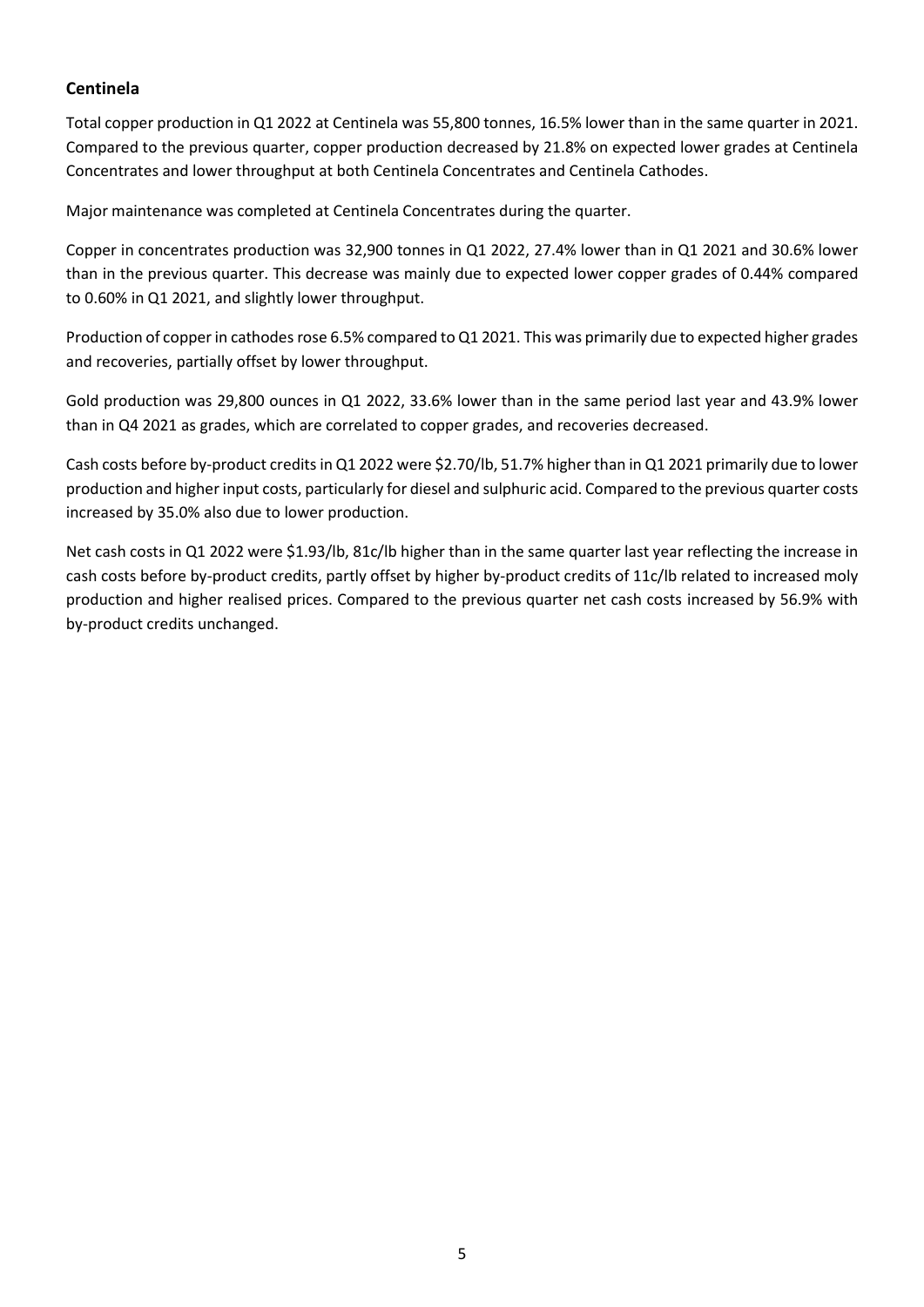## Centinela

Total copper production in Q1 2022 at Centinela was 55,800 tonnes, 16.5% lower than in the same quarter in 2021. Compared to the previous quarter, copper production decreased by 21.8% on expected lower grades at Centinela Concentrates and lower throughput at both Centinela Concentrates and Centinela Cathodes.

Major maintenance was completed at Centinela Concentrates during the quarter.

Copper in concentrates production was 32,900 tonnes in Q1 2022, 27.4% lower than in Q1 2021 and 30.6% lower than in the previous quarter. This decrease was mainly due to expected lower copper grades of 0.44% compared to 0.60% in Q1 2021, and slightly lower throughput.

Production of copper in cathodes rose 6.5% compared to Q1 2021. This was primarily due to expected higher grades and recoveries, partially offset by lower throughput.

Gold production was 29,800 ounces in Q1 2022, 33.6% lower than in the same period last year and 43.9% lower than in Q4 2021 as grades, which are correlated to copper grades, and recoveries decreased.

Cash costs before by-product credits in Q1 2022 were $2.70/lb, 51.7% higher than in Q1 2021 primarily due to lower production and higher input costs, particularly for diesel and sulphuric acid. Compared to the previous quarter costs increased by 35.0% also due to lower production.

Net cash costs in Q1 2022 were $1.93/lb, 81c/lb higher than in the same quarter last year reflecting the increase in cash costs before by-product credits, partly offset by higher by-product credits of 11c/lb related to increased moly production and higher realised prices. Compared to the previous quarter net cash costs increased by 56.9% with by-product credits unchanged.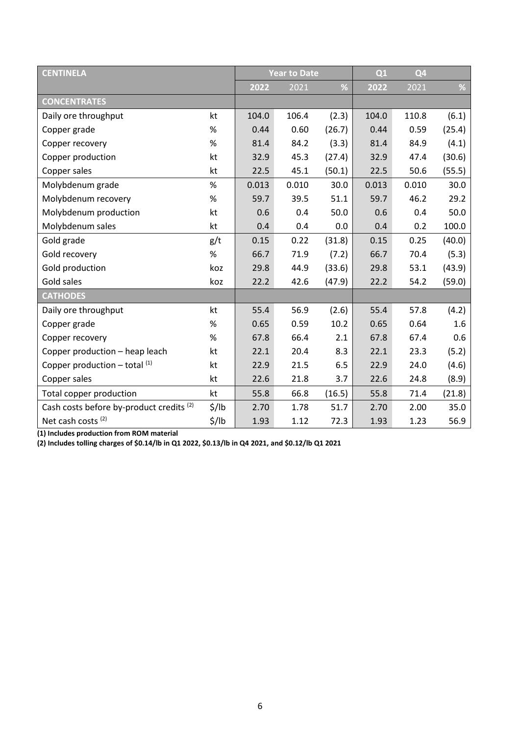| CENTINELA | | Year to Date | | | Q1 | Q4 | |
|---|---|---|---|---|---|---|---|
| | | 2022 | 2021 | % | 2022 | 2021 | % |
| **CONCENTRATES** | | | | | | | |
| Daily ore throughput | kt | 104.0 | 106.4 | (2.3) | 104.0 | 110.8 | (6.1) |
| Copper grade | % | 0.44 | 0.60 | (26.7) | 0.44 | 0.59 | (25.4) |
| Copper recovery | % | 81.4 | 84.2 | (3.3) | 81.4 | 84.9 | (4.1) |
| Copper production | kt | 32.9 | 45.3 | (27.4) | 32.9 | 47.4 | (30.6) |
| Copper sales | kt | 22.5 | 45.1 | (50.1) | 22.5 | 50.6 | (55.5) |
| Molybdenum grade | % | 0.013 | 0.010 | 30.0 | 0.013 | 0.010 | 30.0 |
| Molybdenum recovery | % | 59.7 | 39.5 | 51.1 | 59.7 | 46.2 | 29.2 |
| Molybdenum production | kt | 0.6 | 0.4 | 50.0 | 0.6 | 0.4 | 50.0 |
| Molybdenum sales | kt | 0.4 | 0.4 | 0.0 | 0.4 | 0.2 | 100.0 |
| Gold grade | g/t | 0.15 | 0.22 | (31.8) | 0.15 | 0.25 | (40.0) |
| Gold recovery | % | 66.7 | 71.9 | (7.2) | 66.7 | 70.4 | (5.3) |
| Gold production | koz | 29.8 | 44.9 | (33.6) | 29.8 | 53.1 | (43.9) |
| Gold sales | koz | 22.2 | 42.6 | (47.9) | 22.2 | 54.2 | (59.0) |
| **CATHODES** | | | | | | | |
| Daily ore throughput | kt | 55.4 | 56.9 | (2.6) | 55.4 | 57.8 | (4.2) |
| Copper grade | % | 0.65 | 0.59 | 10.2 | 0.65 | 0.64 | 1.6 |
| Copper recovery | % | 67.8 | 66.4 | 2.1 | 67.8 | 67.4 | 0.6 |
| Copper production – heap leach | kt | 22.1 | 20.4 | 8.3 | 22.1 | 23.3 | (5.2) |
| Copper production – total [1] | kt | 22.9 | 21.5 | 6.5 | 22.9 | 24.0 | (4.6) |
| Copper sales | kt | 22.6 | 21.8 | 3.7 | 22.6 | 24.8 | (8.9) |
| Total copper production | kt | 55.8 | 66.8 | (16.5) | 55.8 | 71.4 | (21.8) |
| Cash costs before by-product credits [2] | $/lb | 2.70 | 1.78 | 51.7 | 2.70 | 2.00 | 35.0 |
| Net cash costs [2] | $/lb | 1.93 | 1.12 | 72.3 | 1.93 | 1.23 | 56.9 |

**(1) Includes production from ROM material**

**(2) Includes tolling charges of $0.14/lb in Q1 2022, $0.13/lb in Q4 2021, and $0.12/lb Q1 2021**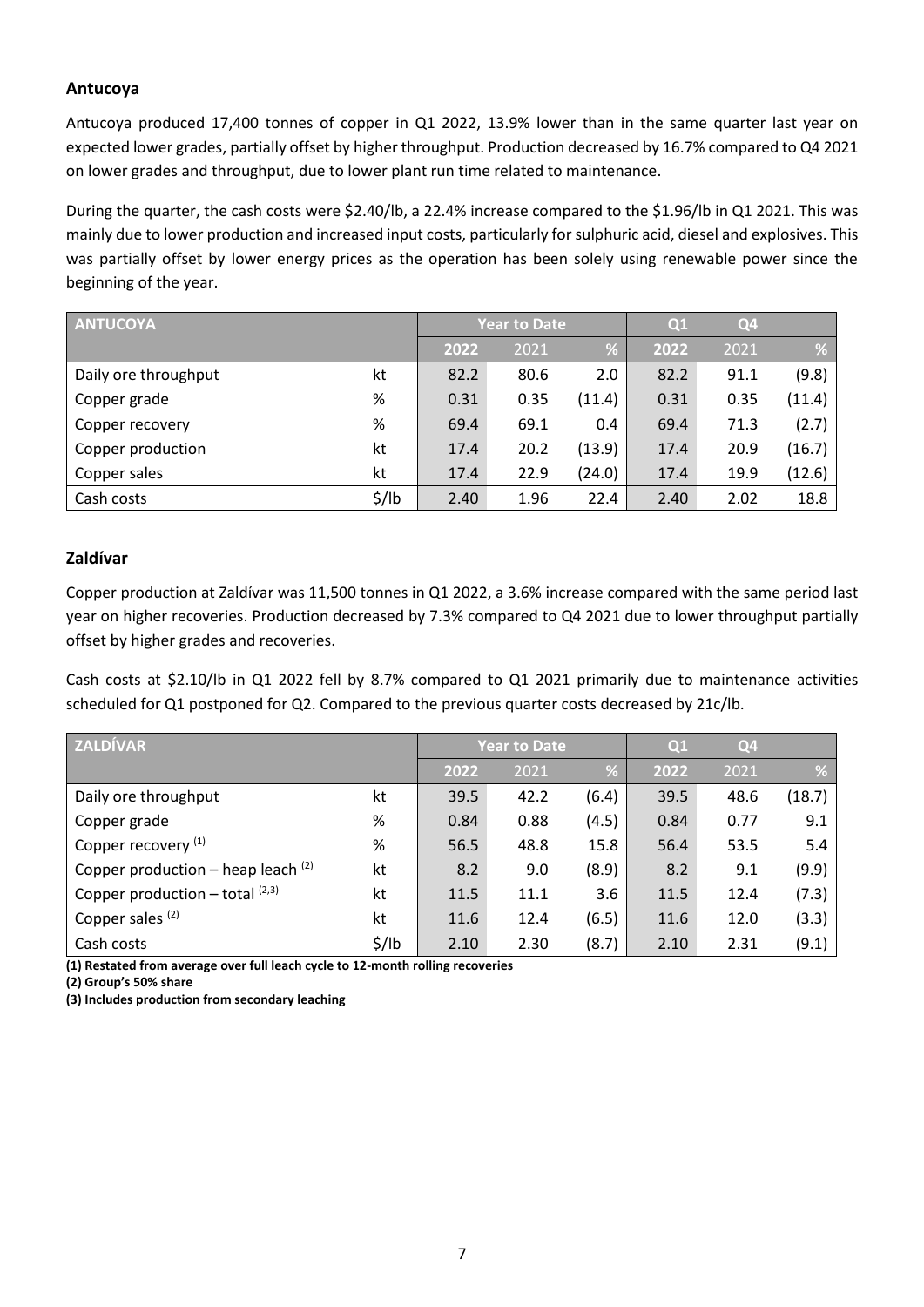## Antucoya

Antucoya produced 17,400 tonnes of copper in Q1 2022, 13.9% lower than in the same quarter last year on expected lower grades, partially offset by higher throughput. Production decreased by 16.7% compared to Q4 2021 on lower grades and throughput, due to lower plant run time related to maintenance.

During the quarter, the cash costs were $2.40/lb, a 22.4% increase compared to the $1.96/lb in Q1 2021. This was mainly due to lower production and increased input costs, particularly for sulphuric acid, diesel and explosives. This was partially offset by lower energy prices as the operation has been solely using renewable power since the beginning of the year.

| ANTUCOYA | | Year to Date | | | Q1 | Q4 | |
|---|---|---|---|---|---|---|---|
| | | 2022 | 2021 | % | 2022 | 2021 | % |
| Daily ore throughput | kt | 82.2 | 80.6 | 2.0 | 82.2 | 91.1 | (9.8) |
| Copper grade | % | 0.31 | 0.35 | (11.4) | 0.31 | 0.35 | (11.4) |
| Copper recovery | % | 69.4 | 69.1 | 0.4 | 69.4 | 71.3 | (2.7) |
| Copper production | kt | 17.4 | 20.2 | (13.9) | 17.4 | 20.9 | (16.7) |
| Copper sales | kt | 17.4 | 22.9 | (24.0) | 17.4 | 19.9 | (12.6) |
| Cash costs | $/lb | 2.40 | 1.96 | 22.4 | 2.40 | 2.02 | 18.8 |

## Zaldívar

Copper production at Zaldívar was 11,500 tonnes in Q1 2022, a 3.6% increase compared with the same period last year on higher recoveries. Production decreased by 7.3% compared to Q4 2021 due to lower throughput partially offset by higher grades and recoveries.

Cash costs at $2.10/lb in Q1 2022 fell by 8.7% compared to Q1 2021 primarily due to maintenance activities scheduled for Q1 postponed for Q2. Compared to the previous quarter costs decreased by 21c/lb.

| ZALDÍVAR | | Year to Date | | | Q1 | Q4 | |
|---|---|---|---|---|---|---|---|
| | | 2022 | 2021 | % | 2022 | 2021 | % |
| Daily ore throughput | kt | 39.5 | 42.2 | (6.4) | 39.5 | 48.6 | (18.7) |
| Copper grade | % | 0.84 | 0.88 | (4.5) | 0.84 | 0.77 | 9.1 |
| Copper recovery (1) | % | 56.5 | 48.8 | 15.8 | 56.4 | 53.5 | 5.4 |
| Copper production – heap leach (2) | kt | 8.2 | 9.0 | (8.9) | 8.2 | 9.1 | (9.9) |
| Copper production – total (2,3) | kt | 11.5 | 11.1 | 3.6 | 11.5 | 12.4 | (7.3) |
| Copper sales (2) | kt | 11.6 | 12.4 | (6.5) | 11.6 | 12.0 | (3.3) |
| Cash costs | $/lb | 2.10 | 2.30 | (8.7) | 2.10 | 2.31 | (9.1) |

**(1) Restated from average over full leach cycle to 12-month rolling recoveries**

**(2) Group's 50% share**

**(3) Includes production from secondary leaching**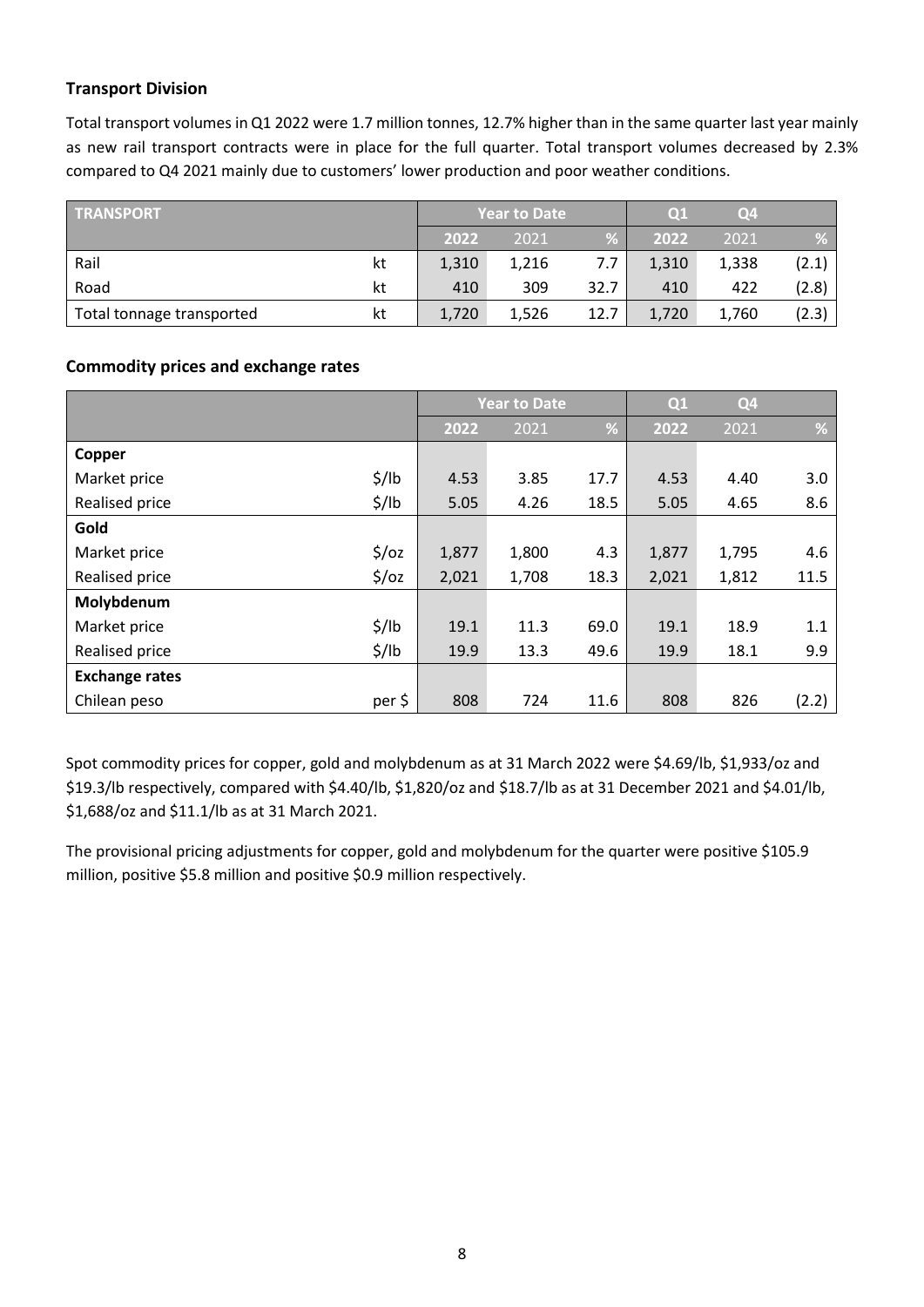### Transport Division

Total transport volumes in Q1 2022 were 1.7 million tonnes, 12.7% higher than in the same quarter last year mainly as new rail transport contracts were in place for the full quarter. Total transport volumes decreased by 2.3% compared to Q4 2021 mainly due to customers' lower production and poor weather conditions.

| TRANSPORT | | Year to Date | | | Q1 | Q4 | |
|---|---|---|---|---|---|---|---|
| | | 2022 | 2021 | % | 2022 | 2021 | % |
| Rail | kt | 1,310 | 1,216 | 7.7 | 1,310 | 1,338 | (2.1) |
| Road | kt | 410 | 309 | 32.7 | 410 | 422 | (2.8) |
| Total tonnage transported | kt | 1,720 | 1,526 | 12.7 | 1,720 | 1,760 | (2.3) |

### Commodity prices and exchange rates

| | | Year to Date | | | Q1 | Q4 | |
|---|---|---|---|---|---|---|---|
| | | 2022 | 2021 | % | 2022 | 2021 | % |
| **Copper** | | | | | | | |
| Market price | $/lb | 4.53 | 3.85 | 17.7 | 4.53 | 4.40 | 3.0 |
| Realised price | $/lb | 5.05 | 4.26 | 18.5 | 5.05 | 4.65 | 8.6 |
| **Gold** | | | | | | | |
| Market price | $/oz | 1,877 | 1,800 | 4.3 | 1,877 | 1,795 | 4.6 |
| Realised price | $/oz | 2,021 | 1,708 | 18.3 | 2,021 | 1,812 | 11.5 |
| **Molybdenum** | | | | | | | |
| Market price | $/lb | 19.1 | 11.3 | 69.0 | 19.1 | 18.9 | 1.1 |
| Realised price | $/lb | 19.9 | 13.3 | 49.6 | 19.9 | 18.1 | 9.9 |
| **Exchange rates** | | | | | | | |
| Chilean peso | per $ | 808 | 724 | 11.6 | 808 | 826 | (2.2) |

Spot commodity prices for copper, gold and molybdenum as at 31 March 2022 were $4.69/lb, $1,933/oz and $19.3/lb respectively, compared with $4.40/lb, $1,820/oz and $18.7/lb as at 31 December 2021 and $4.01/lb, $1,688/oz and $11.1/lb as at 31 March 2021.

The provisional pricing adjustments for copper, gold and molybdenum for the quarter were positive $105.9 million, positive $5.8 million and positive $0.9 million respectively.